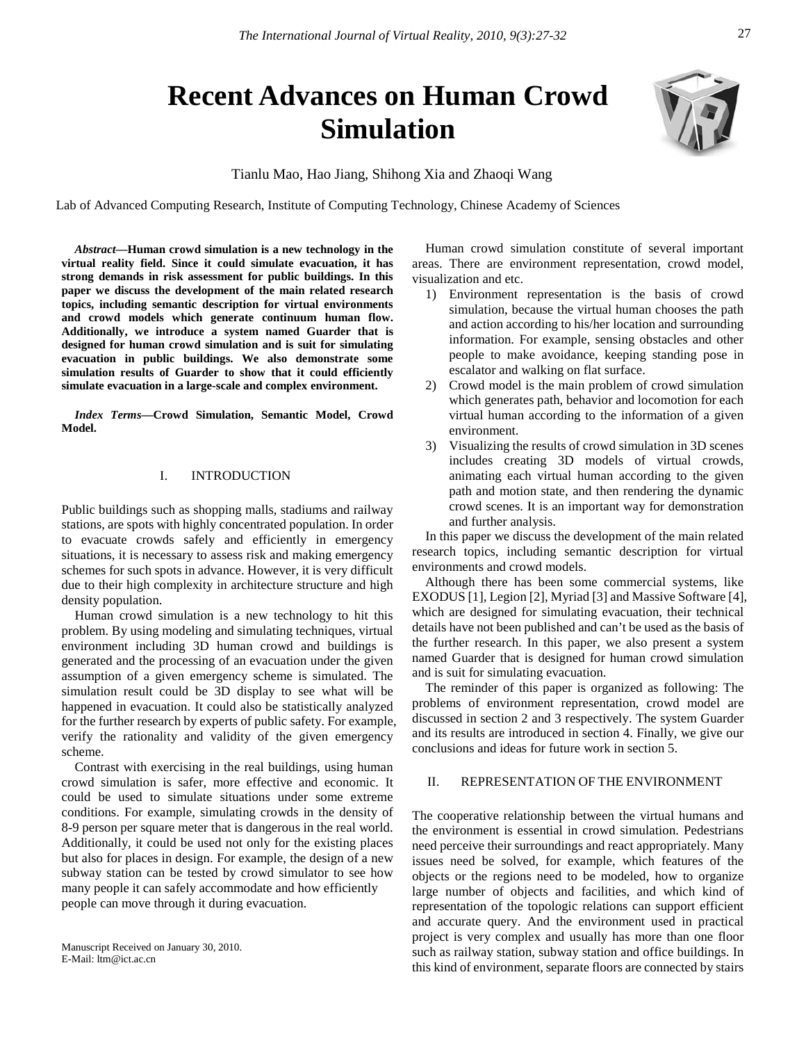# Recent Advances on Human Crowd Simulation

Tianlu Mao, Hao Jiang, Shihong Xia and Zhaoqi Wang

Lab of Advanced Computing Research, Institute of Computing Technology, Chinese Academy of Sciences

***Abstract*—Human crowd simulation is a new technology in the virtual reality field. Since it could simulate evacuation, it has strong demands in risk assessment for public buildings. In this paper we discuss the development of the main related research topics, including semantic description for virtual environments and crowd models which generate continuum human flow. Additionally, we introduce a system named Guarder that is designed for human crowd simulation and is suit for simulating evacuation in public buildings. We also demonstrate some simulation results of Guarder to show that it could efficiently simulate evacuation in a large-scale and complex environment.**

***Index Terms*—Crowd Simulation, Semantic Model, Crowd Model.**

## I. INTRODUCTION

Public buildings such as shopping malls, stadiums and railway stations, are spots with highly concentrated population. In order to evacuate crowds safely and efficiently in emergency situations, it is necessary to assess risk and making emergency schemes for such spots in advance. However, it is very difficult due to their high complexity in architecture structure and high density population.

Human crowd simulation is a new technology to hit this problem. By using modeling and simulating techniques, virtual environment including 3D human crowd and buildings is generated and the processing of an evacuation under the given assumption of a given emergency scheme is simulated. The simulation result could be 3D display to see what will be happened in evacuation. It could also be statistically analyzed for the further research by experts of public safety. For example, verify the rationality and validity of the given emergency scheme.

Contrast with exercising in the real buildings, using human crowd simulation is safer, more effective and economic. It could be used to simulate situations under some extreme conditions. For example, simulating crowds in the density of 8-9 person per square meter that is dangerous in the real world. Additionally, it could be used not only for the existing places but also for places in design. For example, the design of a new subway station can be tested by crowd simulator to see how many people it can safely accommodate and how efficiently people can move through it during evacuation.

Manuscript Received on January 30, 2010.
E-Mail: ltm@ict.ac.cn

Human crowd simulation constitute of several important areas. There are environment representation, crowd model, visualization and etc.

1) Environment representation is the basis of crowd simulation, because the virtual human chooses the path and action according to his/her location and surrounding information. For example, sensing obstacles and other people to make avoidance, keeping standing pose in escalator and walking on flat surface.
2) Crowd model is the main problem of crowd simulation which generates path, behavior and locomotion for each virtual human according to the information of a given environment.
3) Visualizing the results of crowd simulation in 3D scenes includes creating 3D models of virtual crowds, animating each virtual human according to the given path and motion state, and then rendering the dynamic crowd scenes. It is an important way for demonstration and further analysis.

In this paper we discuss the development of the main related research topics, including semantic description for virtual environments and crowd models.

Although there has been some commercial systems, like EXODUS [1], Legion [2], Myriad [3] and Massive Software [4], which are designed for simulating evacuation, their technical details have not been published and can't be used as the basis of the further research. In this paper, we also present a system named Guarder that is designed for human crowd simulation and is suit for simulating evacuation.

The reminder of this paper is organized as following: The problems of environment representation, crowd model are discussed in section 2 and 3 respectively. The system Guarder and its results are introduced in section 4. Finally, we give our conclusions and ideas for future work in section 5.

## II. REPRESENTATION OF THE ENVIRONMENT

The cooperative relationship between the virtual humans and the environment is essential in crowd simulation. Pedestrians need perceive their surroundings and react appropriately. Many issues need be solved, for example, which features of the objects or the regions need to be modeled, how to organize large number of objects and facilities, and which kind of representation of the topologic relations can support efficient and accurate query. And the environment used in practical project is very complex and usually has more than one floor such as railway station, subway station and office buildings. In this kind of environment, separate floors are connected by stairs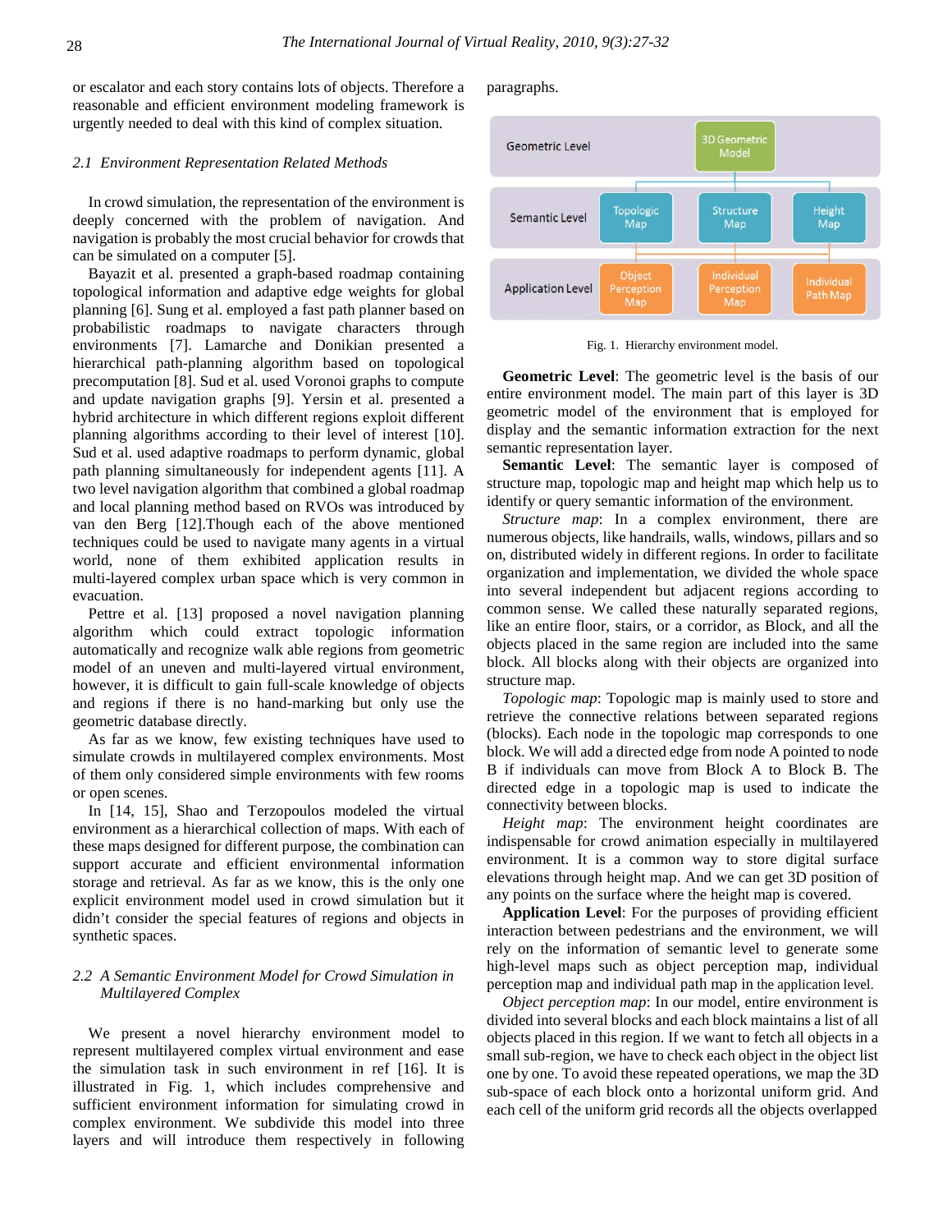or escalator and each story contains lots of objects. Therefore a reasonable and efficient environment modeling framework is urgently needed to deal with this kind of complex situation.

### 2.1 Environment Representation Related Methods

In crowd simulation, the representation of the environment is deeply concerned with the problem of navigation. And navigation is probably the most crucial behavior for crowds that can be simulated on a computer [5].

Bayazit et al. presented a graph-based roadmap containing topological information and adaptive edge weights for global planning [6]. Sung et al. employed a fast path planner based on probabilistic roadmaps to navigate characters through environments [7]. Lamarche and Donikian presented a hierarchical path-planning algorithm based on topological precomputation [8]. Sud et al. used Voronoi graphs to compute and update navigation graphs [9]. Yersin et al. presented a hybrid architecture in which different regions exploit different planning algorithms according to their level of interest [10]. Sud et al. used adaptive roadmaps to perform dynamic, global path planning simultaneously for independent agents [11]. A two level navigation algorithm that combined a global roadmap and local planning method based on RVOs was introduced by van den Berg [12].Though each of the above mentioned techniques could be used to navigate many agents in a virtual world, none of them exhibited application results in multi-layered complex urban space which is very common in evacuation.

Pettre et al. [13] proposed a novel navigation planning algorithm which could extract topologic information automatically and recognize walk able regions from geometric model of an uneven and multi-layered virtual environment, however, it is difficult to gain full-scale knowledge of objects and regions if there is no hand-marking but only use the geometric database directly.

As far as we know, few existing techniques have used to simulate crowds in multilayered complex environments. Most of them only considered simple environments with few rooms or open scenes.

In [14, 15], Shao and Terzopoulos modeled the virtual environment as a hierarchical collection of maps. With each of these maps designed for different purpose, the combination can support accurate and efficient environmental information storage and retrieval. As far as we know, this is the only one explicit environment model used in crowd simulation but it didn't consider the special features of regions and objects in synthetic spaces.

### 2.2 A Semantic Environment Model for Crowd Simulation in Multilayered Complex

We present a novel hierarchy environment model to represent multilayered complex virtual environment and ease the simulation task in such environment in ref [16]. It is illustrated in Fig. 1, which includes comprehensive and sufficient environment information for simulating crowd in complex environment. We subdivide this model into three layers and will introduce them respectively in following paragraphs.

| Geometric Level | | 3D Geometric Model | |
|---|---|---|---|
| Semantic Level | Topologic Map | Structure Map | Height Map |
| Application Level | Object Perception Map | Individual Perception Map | Individual Path Map |

Fig. 1. Hierarchy environment model.

**Geometric Level**: The geometric level is the basis of our entire environment model. The main part of this layer is 3D geometric model of the environment that is employed for display and the semantic information extraction for the next semantic representation layer.

**Semantic Level**: The semantic layer is composed of structure map, topologic map and height map which help us to identify or query semantic information of the environment.

*Structure map*: In a complex environment, there are numerous objects, like handrails, walls, windows, pillars and so on, distributed widely in different regions. In order to facilitate organization and implementation, we divided the whole space into several independent but adjacent regions according to common sense. We called these naturally separated regions, like an entire floor, stairs, or a corridor, as Block, and all the objects placed in the same region are included into the same block. All blocks along with their objects are organized into structure map.

*Topologic map*: Topologic map is mainly used to store and retrieve the connective relations between separated regions (blocks). Each node in the topologic map corresponds to one block. We will add a directed edge from node A pointed to node B if individuals can move from Block A to Block B. The directed edge in a topologic map is used to indicate the connectivity between blocks.

*Height map*: The environment height coordinates are indispensable for crowd animation especially in multilayered environment. It is a common way to store digital surface elevations through height map. And we can get 3D position of any points on the surface where the height map is covered.

**Application Level**: For the purposes of providing efficient interaction between pedestrians and the environment, we will rely on the information of semantic level to generate some high-level maps such as object perception map, individual perception map and individual path map in the application level.

*Object perception map*: In our model, entire environment is divided into several blocks and each block maintains a list of all objects placed in this region. If we want to fetch all objects in a small sub-region, we have to check each object in the object list one by one. To avoid these repeated operations, we map the 3D sub-space of each block onto a horizontal uniform grid. And each cell of the uniform grid records all the objects overlapped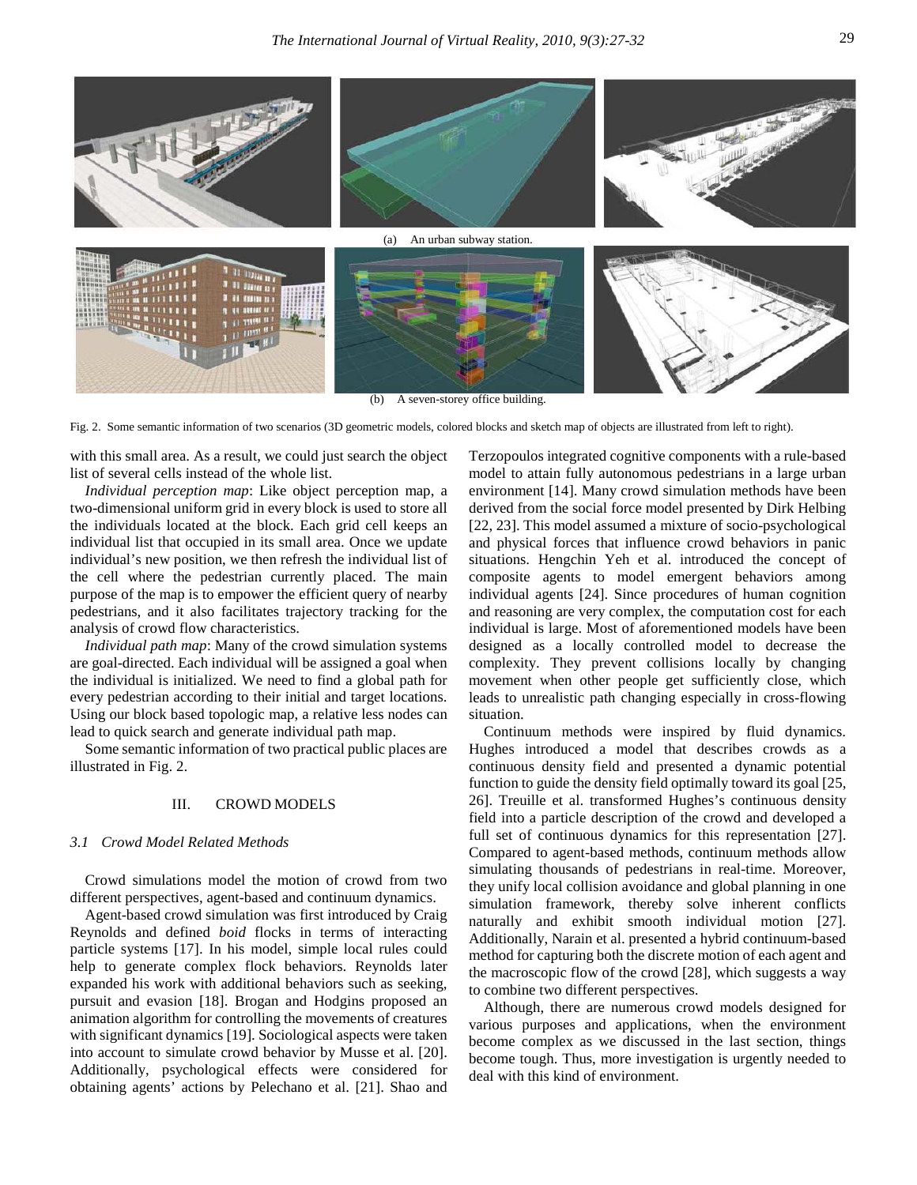(a) An urban subway station.

(b) A seven-storey office building.

Fig. 2. Some semantic information of two scenarios (3D geometric models, colored blocks and sketch map of objects are illustrated from left to right).

with this small area. As a result, we could just search the object list of several cells instead of the whole list.

*Individual perception map*: Like object perception map, a two-dimensional uniform grid in every block is used to store all the individuals located at the block. Each grid cell keeps an individual list that occupied in its small area. Once we update individual's new position, we then refresh the individual list of the cell where the pedestrian currently placed. The main purpose of the map is to empower the efficient query of nearby pedestrians, and it also facilitates trajectory tracking for the analysis of crowd flow characteristics.

*Individual path map*: Many of the crowd simulation systems are goal-directed. Each individual will be assigned a goal when the individual is initialized. We need to find a global path for every pedestrian according to their initial and target locations. Using our block based topologic map, a relative less nodes can lead to quick search and generate individual path map.

Some semantic information of two practical public places are illustrated in Fig. 2.

## III. CROWD MODELS

### 3.1 Crowd Model Related Methods

Crowd simulations model the motion of crowd from two different perspectives, agent-based and continuum dynamics.

Agent-based crowd simulation was first introduced by Craig Reynolds and defined *boid* flocks in terms of interacting particle systems [17]. In his model, simple local rules could help to generate complex flock behaviors. Reynolds later expanded his work with additional behaviors such as seeking, pursuit and evasion [18]. Brogan and Hodgins proposed an animation algorithm for controlling the movements of creatures with significant dynamics [19]. Sociological aspects were taken into account to simulate crowd behavior by Musse et al. [20]. Additionally, psychological effects were considered for obtaining agents' actions by Pelechano et al. [21]. Shao and Terzopoulos integrated cognitive components with a rule-based model to attain fully autonomous pedestrians in a large urban environment [14]. Many crowd simulation methods have been derived from the social force model presented by Dirk Helbing [22, 23]. This model assumed a mixture of socio-psychological and physical forces that influence crowd behaviors in panic situations. Hengchin Yeh et al. introduced the concept of composite agents to model emergent behaviors among individual agents [24]. Since procedures of human cognition and reasoning are very complex, the computation cost for each individual is large. Most of aforementioned models have been designed as a locally controlled model to decrease the complexity. They prevent collisions locally by changing movement when other people get sufficiently close, which leads to unrealistic path changing especially in cross-flowing situation.

Continuum methods were inspired by fluid dynamics. Hughes introduced a model that describes crowds as a continuous density field and presented a dynamic potential function to guide the density field optimally toward its goal [25, 26]. Treuille et al. transformed Hughes's continuous density field into a particle description of the crowd and developed a full set of continuous dynamics for this representation [27]. Compared to agent-based methods, continuum methods allow simulating thousands of pedestrians in real-time. Moreover, they unify local collision avoidance and global planning in one simulation framework, thereby solve inherent conflicts naturally and exhibit smooth individual motion [27]. Additionally, Narain et al. presented a hybrid continuum-based method for capturing both the discrete motion of each agent and the macroscopic flow of the crowd [28], which suggests a way to combine two different perspectives.

Although, there are numerous crowd models designed for various purposes and applications, when the environment become complex as we discussed in the last section, things become tough. Thus, more investigation is urgently needed to deal with this kind of environment.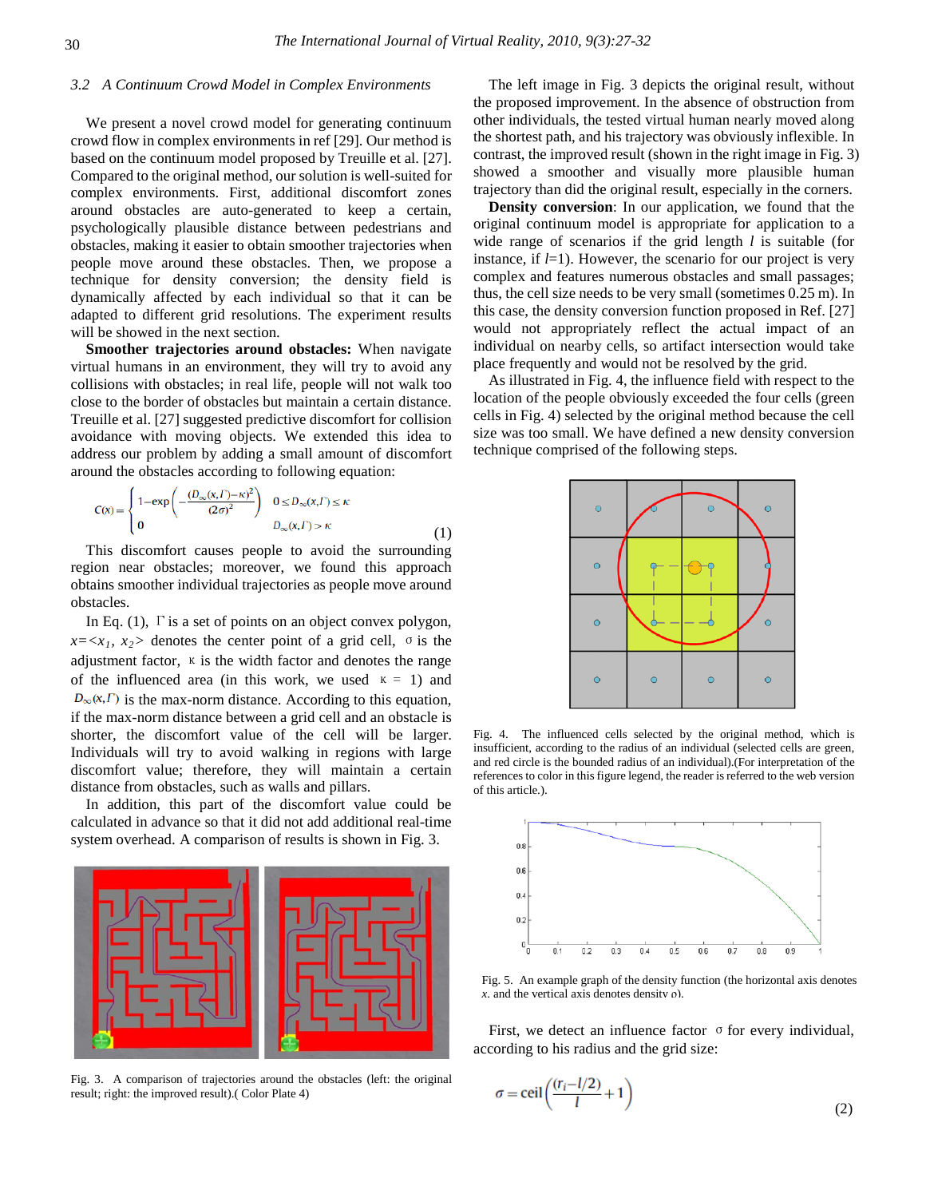### 3.2 A Continuum Crowd Model in Complex Environments

We present a novel crowd model for generating continuum crowd flow in complex environments in ref [29]. Our method is based on the continuum model proposed by Treuille et al. [27]. Compared to the original method, our solution is well-suited for complex environments. First, additional discomfort zones around obstacles are auto-generated to keep a certain, psychologically plausible distance between pedestrians and obstacles, making it easier to obtain smoother trajectories when people move around these obstacles. Then, we propose a technique for density conversion; the density field is dynamically affected by each individual so that it can be adapted to different grid resolutions. The experiment results will be showed in the next section.

**Smoother trajectories around obstacles:** When navigate virtual humans in an environment, they will try to avoid any collisions with obstacles; in real life, people will not walk too close to the border of obstacles but maintain a certain distance. Treuille et al. [27] suggested predictive discomfort for collision avoidance with moving objects. We extended this idea to address our problem by adding a small amount of discomfort around the obstacles according to following equation:

$$C(x)=\begin{cases}1-\exp\left(-\dfrac{(D_{\infty}(x,\Gamma)-\kappa)^2}{(2\sigma)^2}\right) & 0\le D_{\infty}(x,\Gamma)\le\kappa\\ 0 & D_{\infty}(x,\Gamma)>\kappa\end{cases} \tag{1}$$

This discomfort causes people to avoid the surrounding region near obstacles; moreover, we found this approach obtains smoother individual trajectories as people move around obstacles.

In Eq. (1), $\Gamma$ is a set of points on an object convex polygon, $x=<x_1, x_2>$ denotes the center point of a grid cell, $\sigma$ is the adjustment factor, $\kappa$ is the width factor and denotes the range of the influenced area (in this work, we used $\kappa = 1$) and $D_{\infty}(x,\Gamma)$ is the max-norm distance. According to this equation, if the max-norm distance between a grid cell and an obstacle is shorter, the discomfort value of the cell will be larger. Individuals will try to avoid walking in regions with large discomfort value; therefore, they will maintain a certain distance from obstacles, such as walls and pillars.

In addition, this part of the discomfort value could be calculated in advance so that it did not add additional real-time system overhead. A comparison of results is shown in Fig. 3.

Fig. 3. A comparison of trajectories around the obstacles (left: the original result; right: the improved result).( Color Plate 4)

The left image in Fig. 3 depicts the original result, without the proposed improvement. In the absence of obstruction from other individuals, the tested virtual human nearly moved along the shortest path, and his trajectory was obviously inflexible. In contrast, the improved result (shown in the right image in Fig. 3) showed a smoother and visually more plausible human trajectory than did the original result, especially in the corners.

**Density conversion**: In our application, we found that the original continuum model is appropriate for application to a wide range of scenarios if the grid length $l$ is suitable (for instance, if $l$=1). However, the scenario for our project is very complex and features numerous obstacles and small passages; thus, the cell size needs to be very small (sometimes 0.25 m). In this case, the density conversion function proposed in Ref. [27] would not appropriately reflect the actual impact of an individual on nearby cells, so artifact intersection would take place frequently and would not be resolved by the grid.

As illustrated in Fig. 4, the influence field with respect to the location of the people obviously exceeded the four cells (green cells in Fig. 4) selected by the original method because the cell size was too small. We have defined a new density conversion technique comprised of the following steps.

Fig. 4. The influenced cells selected by the original method, which is insufficient, according to the radius of an individual (selected cells are green, and red circle is the bounded radius of an individual).(For interpretation of the references to color in this figure legend, the reader is referred to the web version of this article.).

Fig. 5. An example graph of the density function (the horizontal axis denotes $x$, and the vertical axis denotes density $\rho$).

First, we detect an influence factor $\sigma$ for every individual, according to his radius and the grid size:

$$\sigma=\mathrm{ceil}\left(\frac{(r_i-l/2)}{l}+1\right) \tag{2}$$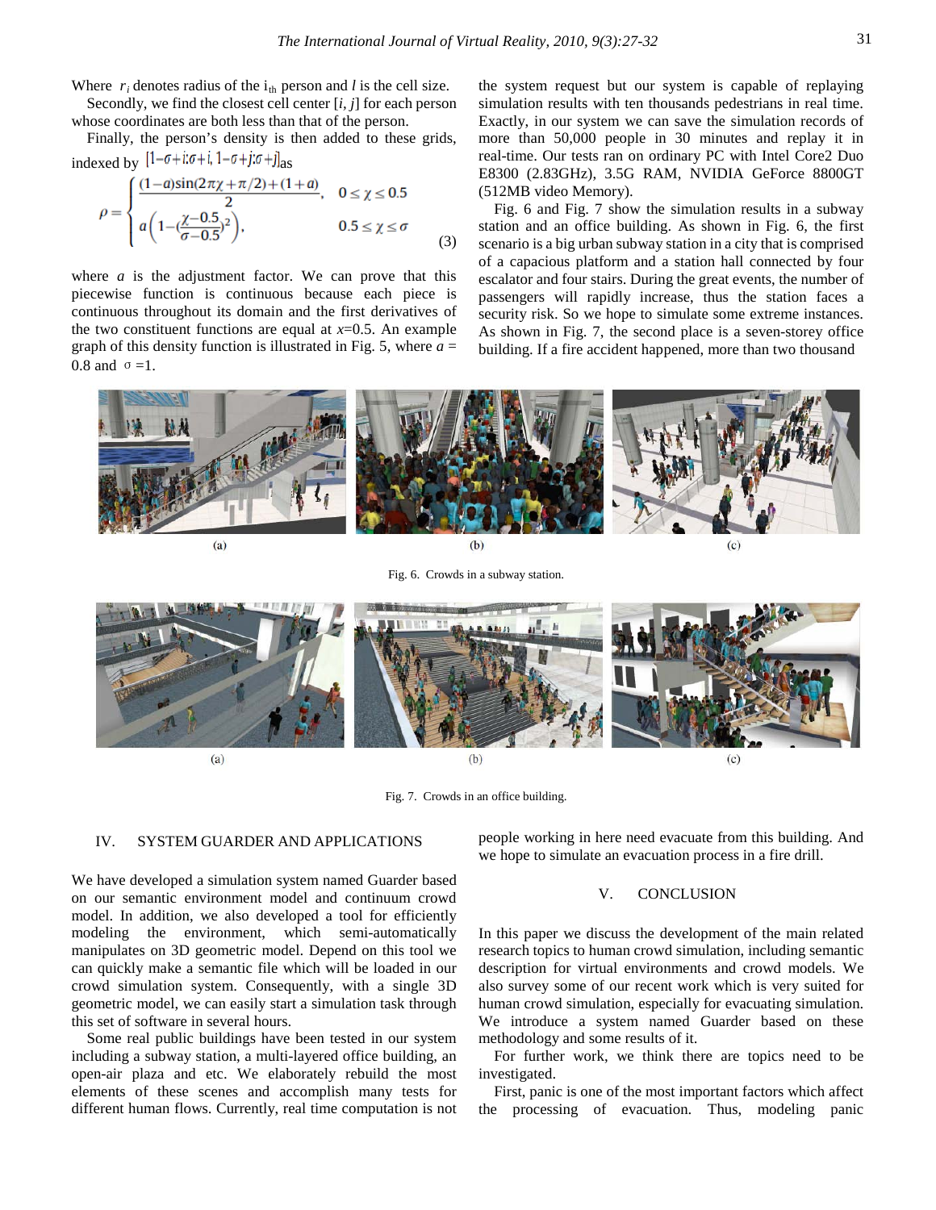Where $r_i$ denotes radius of the $i_{th}$ person and $l$ is the cell size.

Secondly, we find the closest cell center [*i, j*] for each person whose coordinates are both less than that of the person.

Finally, the person's density is then added to these grids, indexed by $[1-\sigma+i:\sigma+i, 1-\sigma+j:\sigma+j]$ as

$$\rho = \begin{cases} \frac{(1-a)\sin(2\pi\chi+\pi/2)+(1+a)}{2}, & 0 \le \chi \le 0.5 \\ a\left(1-(\frac{\chi-0.5}{\sigma-0.5})^2\right), & 0.5 \le \chi \le \sigma \end{cases} \quad (3)$$

where $a$ is the adjustment factor. We can prove that this piecewise function is continuous because each piece is continuous throughout its domain and the first derivatives of the two constituent functions are equal at $x$=0.5. An example graph of this density function is illustrated in Fig. 5, where $a$ = 0.8 and $\sigma$ =1.

the system request but our system is capable of replaying simulation results with ten thousands pedestrians in real time. Exactly, in our system we can save the simulation records of more than 50,000 people in 30 minutes and replay it in real-time. Our tests ran on ordinary PC with Intel Core2 Duo E8300 (2.83GHz), 3.5G RAM, NVIDIA GeForce 8800GT (512MB video Memory).

Fig. 6 and Fig. 7 show the simulation results in a subway station and an office building. As shown in Fig. 6, the first scenario is a big urban subway station in a city that is comprised of a capacious platform and a station hall connected by four escalator and four stairs. During the great events, the number of passengers will rapidly increase, thus the station faces a security risk. So we hope to simulate some extreme instances. As shown in Fig. 7, the second place is a seven-storey office building. If a fire accident happened, more than two thousand people working in here need evacuate from this building. And we hope to simulate an evacuation process in a fire drill.

(a) (b) (c)

Fig. 6. Crowds in a subway station.

(a) (b) (c)

Fig. 7. Crowds in an office building.

## IV. SYSTEM GUARDER AND APPLICATIONS

We have developed a simulation system named Guarder based on our semantic environment model and continuum crowd model. In addition, we also developed a tool for efficiently modeling the environment, which semi-automatically manipulates on 3D geometric model. Depend on this tool we can quickly make a semantic file which will be loaded in our crowd simulation system. Consequently, with a single 3D geometric model, we can easily start a simulation task through this set of software in several hours.

Some real public buildings have been tested in our system including a subway station, a multi-layered office building, an open-air plaza and etc. We elaborately rebuild the most elements of these scenes and accomplish many tests for different human flows. Currently, real time computation is not

## V. CONCLUSION

In this paper we discuss the development of the main related research topics to human crowd simulation, including semantic description for virtual environments and crowd models. We also survey some of our recent work which is very suited for human crowd simulation, especially for evacuating simulation. We introduce a system named Guarder based on these methodology and some results of it.

For further work, we think there are topics need to be investigated.

First, panic is one of the most important factors which affect the processing of evacuation. Thus, modeling panic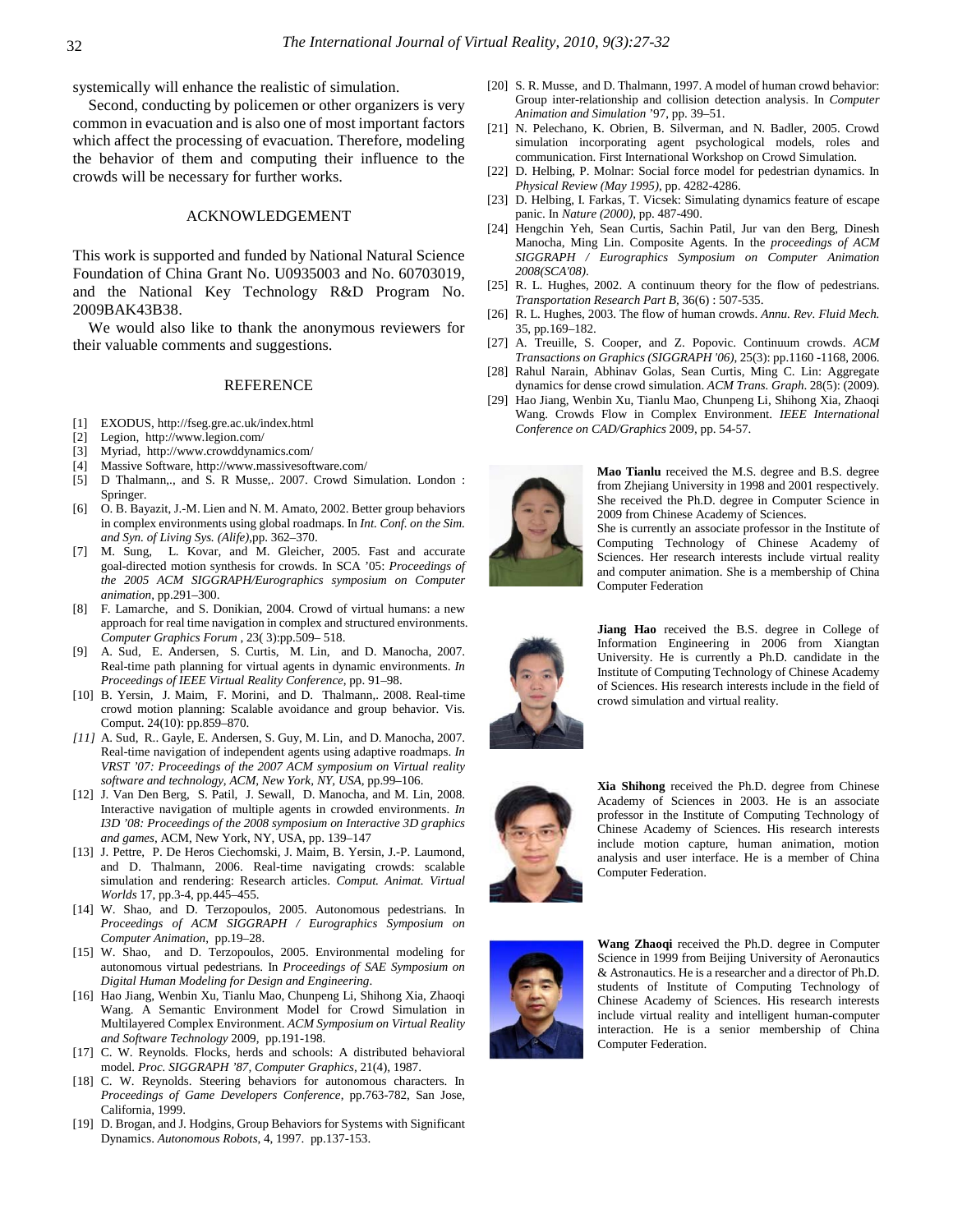systemically will enhance the realistic of simulation.

Second, conducting by policemen or other organizers is very common in evacuation and is also one of most important factors which affect the processing of evacuation. Therefore, modeling the behavior of them and computing their influence to the crowds will be necessary for further works.

## ACKNOWLEDGEMENT

This work is supported and funded by National Natural Science Foundation of China Grant No. U0935003 and No. 60703019, and the National Key Technology R&D Program No. 2009BAK43B38.

We would also like to thank the anonymous reviewers for their valuable comments and suggestions.

## REFERENCE

[1] EXODUS, http://fseg.gre.ac.uk/index.html

[2] Legion, http://www.legion.com/

[3] Myriad, http://www.crowddynamics.com/

[4] Massive Software, http://www.massivesoftware.com/

[5] D Thalmann,., and S. R Musse,. 2007. Crowd Simulation. London : Springer.

[6] O. B. Bayazit, J.-M. Lien and N. M. Amato, 2002. Better group behaviors in complex environments using global roadmaps. In *Int. Conf. on the Sim. and Syn. of Living Sys. (Alife)*,pp. 362–370.

[7] M. Sung, L. Kovar, and M. Gleicher, 2005. Fast and accurate goal-directed motion synthesis for crowds. In SCA '05: *Proceedings of the 2005 ACM SIGGRAPH/Eurographics symposium on Computer animation*, pp.291–300.

[8] F. Lamarche, and S. Donikian, 2004. Crowd of virtual humans: a new approach for real time navigation in complex and structured environments. *Computer Graphics Forum* , 23( 3):pp.509– 518.

[9] A. Sud, E. Andersen, S. Curtis, M. Lin, and D. Manocha, 2007. Real-time path planning for virtual agents in dynamic environments. *In Proceedings of IEEE Virtual Reality Conference*, pp. 91–98.

[10] B. Yersin, J. Maim, F. Morini, and D. Thalmann,. 2008. Real-time crowd motion planning: Scalable avoidance and group behavior. Vis. Comput. 24(10): pp.859–870.

*[11]* A. Sud, R.. Gayle, E. Andersen, S. Guy, M. Lin, and D. Manocha, 2007. Real-time navigation of independent agents using adaptive roadmaps. *In VRST '07: Proceedings of the 2007 ACM symposium on Virtual reality software and technology, ACM, New York, NY, USA*, pp.99–106.

[12] J. Van Den Berg, S. Patil, J. Sewall, D. Manocha, and M. Lin, 2008. Interactive navigation of multiple agents in crowded environments. *In I3D '08: Proceedings of the 2008 symposium on Interactive 3D graphics and games*, ACM, New York, NY, USA, pp. 139–147

[13] J. Pettre, P. De Heros Ciechomski, J. Maim, B. Yersin, J.-P. Laumond, and D. Thalmann, 2006. Real-time navigating crowds: scalable simulation and rendering: Research articles. *Comput. Animat. Virtual Worlds* 17, pp.3-4, pp.445–455.

[14] W. Shao, and D. Terzopoulos, 2005. Autonomous pedestrians. In *Proceedings of ACM SIGGRAPH / Eurographics Symposium on Computer Animation*, pp.19–28.

[15] W. Shao, and D. Terzopoulos, 2005. Environmental modeling for autonomous virtual pedestrians. In *Proceedings of SAE Symposium on Digital Human Modeling for Design and Engineering*.

[16] Hao Jiang, Wenbin Xu, Tianlu Mao, Chunpeng Li, Shihong Xia, Zhaoqi Wang. A Semantic Environment Model for Crowd Simulation in Multilayered Complex Environment. *ACM Symposium on Virtual Reality and Software Technology* 2009, pp.191-198.

[17] C. W. Reynolds. Flocks, herds and schools: A distributed behavioral model. *Proc. SIGGRAPH '87, Computer Graphics*, 21(4), 1987.

[18] C. W. Reynolds. Steering behaviors for autonomous characters. In *Proceedings of Game Developers Conference*, pp.763-782, San Jose, California, 1999.

[19] D. Brogan, and J. Hodgins, Group Behaviors for Systems with Significant Dynamics. *Autonomous Robots*, 4, 1997. pp.137-153.

[20] S. R. Musse, and D. Thalmann, 1997. A model of human crowd behavior: Group inter-relationship and collision detection analysis. In *Computer Animation and Simulation* '97, pp. 39–51.

[21] N. Pelechano, K. Obrien, B. Silverman, and N. Badler, 2005. Crowd simulation incorporating agent psychological models, roles and communication. First International Workshop on Crowd Simulation.

[22] D. Helbing, P. Molnar: Social force model for pedestrian dynamics. In *Physical Review (May 1995)*, pp. 4282-4286.

[23] D. Helbing, I. Farkas, T. Vicsek: Simulating dynamics feature of escape panic. In *Nature (2000)*, pp. 487-490.

[24] Hengchin Yeh, Sean Curtis, Sachin Patil, Jur van den Berg, Dinesh Manocha, Ming Lin. Composite Agents. In the *proceedings of ACM SIGGRAPH / Eurographics Symposium on Computer Animation 2008(SCA'08)*.

[25] R. L. Hughes, 2002. A continuum theory for the flow of pedestrians. *Transportation Research Part B*, 36(6) : 507-535.

[26] R. L. Hughes, 2003. The flow of human crowds. *Annu. Rev. Fluid Mech.* 35, pp.169–182.

[27] A. Treuille, S. Cooper, and Z. Popovic. Continuum crowds. *ACM Transactions on Graphics (SIGGRAPH '06)*, 25(3): pp.1160 -1168, 2006.

[28] Rahul Narain, Abhinav Golas, Sean Curtis, Ming C. Lin: Aggregate dynamics for dense crowd simulation. *ACM Trans. Graph.* 28(5): (2009).

[29] Hao Jiang, Wenbin Xu, Tianlu Mao, Chunpeng Li, Shihong Xia, Zhaoqi Wang. Crowds Flow in Complex Environment. *IEEE International Conference on CAD/Graphics* 2009, pp. 54-57.

**Mao Tianlu** received the M.S. degree and B.S. degree from Zhejiang University in 1998 and 2001 respectively. She received the Ph.D. degree in Computer Science in 2009 from Chinese Academy of Sciences.
She is currently an associate professor in the Institute of Computing Technology of Chinese Academy of Sciences. Her research interests include virtual reality and computer animation. She is a membership of China Computer Federation

**Jiang Hao** received the B.S. degree in College of Information Engineering in 2006 from Xiangtan University. He is currently a Ph.D. candidate in the Institute of Computing Technology of Chinese Academy of Sciences. His research interests include in the field of crowd simulation and virtual reality.

**Xia Shihong** received the Ph.D. degree from Chinese Academy of Sciences in 2003. He is an associate professor in the Institute of Computing Technology of Chinese Academy of Sciences. His research interests include motion capture, human animation, motion analysis and user interface. He is a member of China Computer Federation.

**Wang Zhaoqi** received the Ph.D. degree in Computer Science in 1999 from Beijing University of Aeronautics & Astronautics. He is a researcher and a director of Ph.D. students of Institute of Computing Technology of Chinese Academy of Sciences. His research interests include virtual reality and intelligent human-computer interaction. He is a senior membership of China Computer Federation.